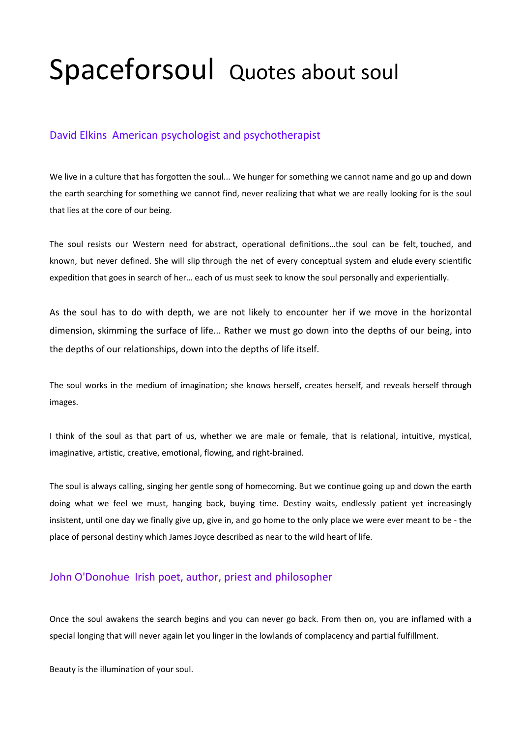# Spaceforsoul Quotes about soul

## David Elkins American psychologist and psychotherapist

We live in a culture that has forgotten the soul... We hunger for something we cannot name and go up and down the earth searching for something we cannot find, never realizing that what we are really looking for is the soul that lies at the core of our being.

The soul resists our Western need for abstract, operational definitions…the soul can be felt, touched, and known, but never defined. She will slip through the net of every conceptual system and elude every scientific expedition that goes in search of her… each of us must seek to know the soul personally and experientially.

As the soul has to do with depth, we are not likely to encounter her if we move in the horizontal dimension, skimming the surface of life... Rather we must go down into the depths of our being, into the depths of our relationships, down into the depths of life itself.

The soul works in the medium of imagination; she knows herself, creates herself, and reveals herself through images.

I think of the soul as that part of us, whether we are male or female, that is relational, intuitive, mystical, imaginative, artistic, creative, emotional, flowing, and right-brained.

The soul is always calling, singing her gentle song of homecoming. But we continue going up and down the earth doing what we feel we must, hanging back, buying time. Destiny waits, endlessly patient yet increasingly insistent, until one day we finally give up, give in, and go home to the only place we were ever meant to be - the place of personal destiny which James Joyce described as near to the wild heart of life.

## John O'Donohue Irish poet, author, priest and philosopher

Once the soul awakens the search begins and you can never go back. From then on, you are inflamed with a special longing that will never again let you linger in the lowlands of complacency and partial fulfillment.

Beauty is the illumination of your soul.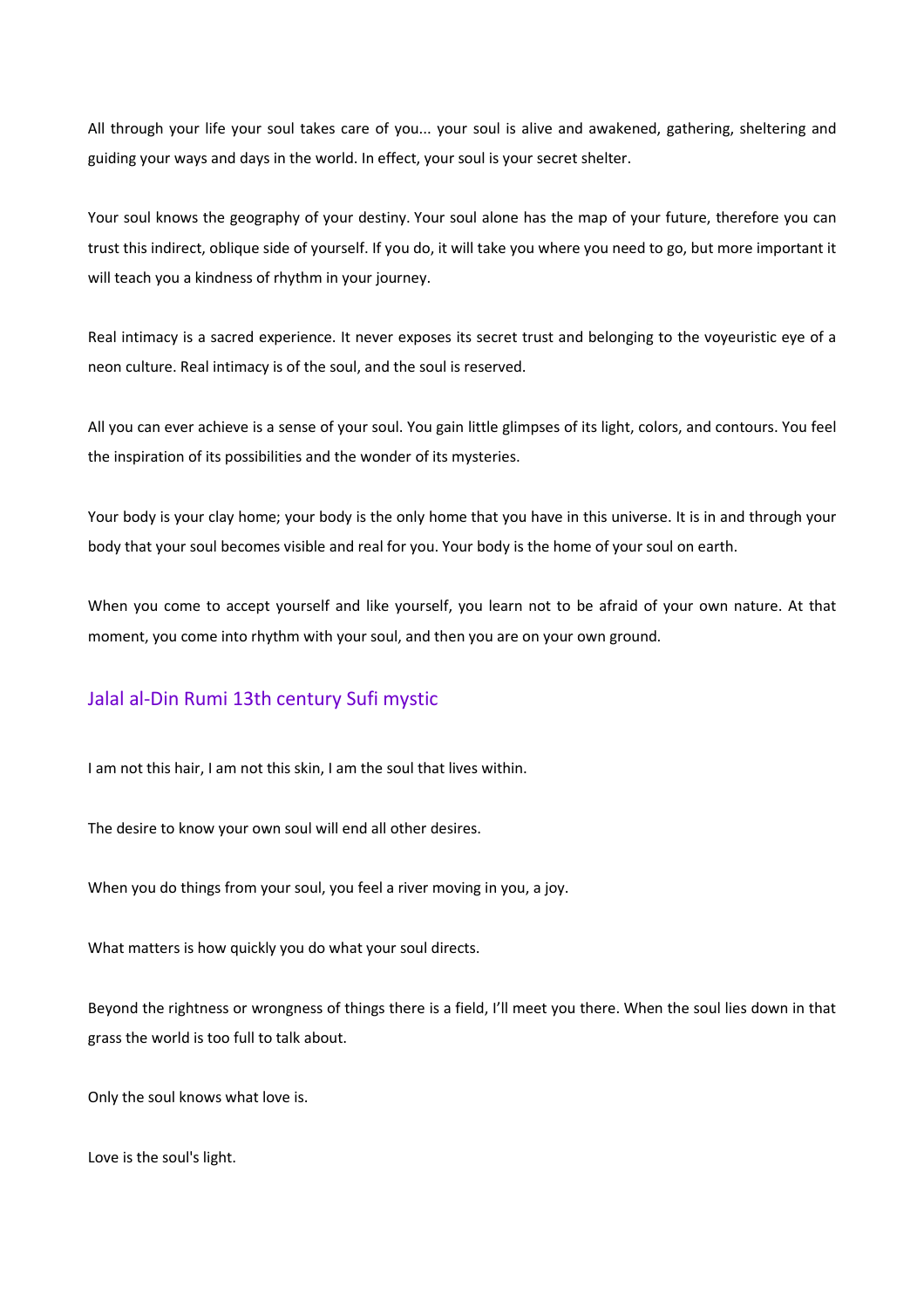All through your life your soul takes care of you... your soul is alive and awakened, gathering, sheltering and guiding your ways and days in the world. In effect, your soul is your secret shelter.

Your soul knows the geography of your destiny. Your soul alone has the map of your future, therefore you can trust this indirect, oblique side of yourself. If you do, it will take you where you need to go, but more important it will teach you a kindness of rhythm in your journey.

Real intimacy is a sacred experience. It never exposes its secret trust and belonging to the voyeuristic eye of a neon culture. Real intimacy is of the soul, and the soul is reserved.

All you can ever achieve is a sense of your soul. You gain little glimpses of its light, colors, and contours. You feel the inspiration of its possibilities and the wonder of its mysteries.

Your body is your clay home; your body is the only home that you have in this universe. It is in and through your body that your soul becomes visible and real for you. Your body is the home of your soul on earth.

When you come to accept yourself and like yourself, you learn not to be afraid of your own nature. At that moment, you come into rhythm with your soul, and then you are on your own ground.

## Jalal al-Din Rumi 13th century Sufi mystic

I am not this hair, I am not this skin, I am the soul that lives within.

The desire to know your own soul will end all other desires.

When you do things from your soul, you feel a river moving in you, a joy.

What matters is how quickly you do what your soul directs.

Beyond the rightness or wrongness of things there is a field, I'll meet you there. When the soul lies down in that grass the world is too full to talk about.

Only the soul knows what love is.

Love is the soul's light.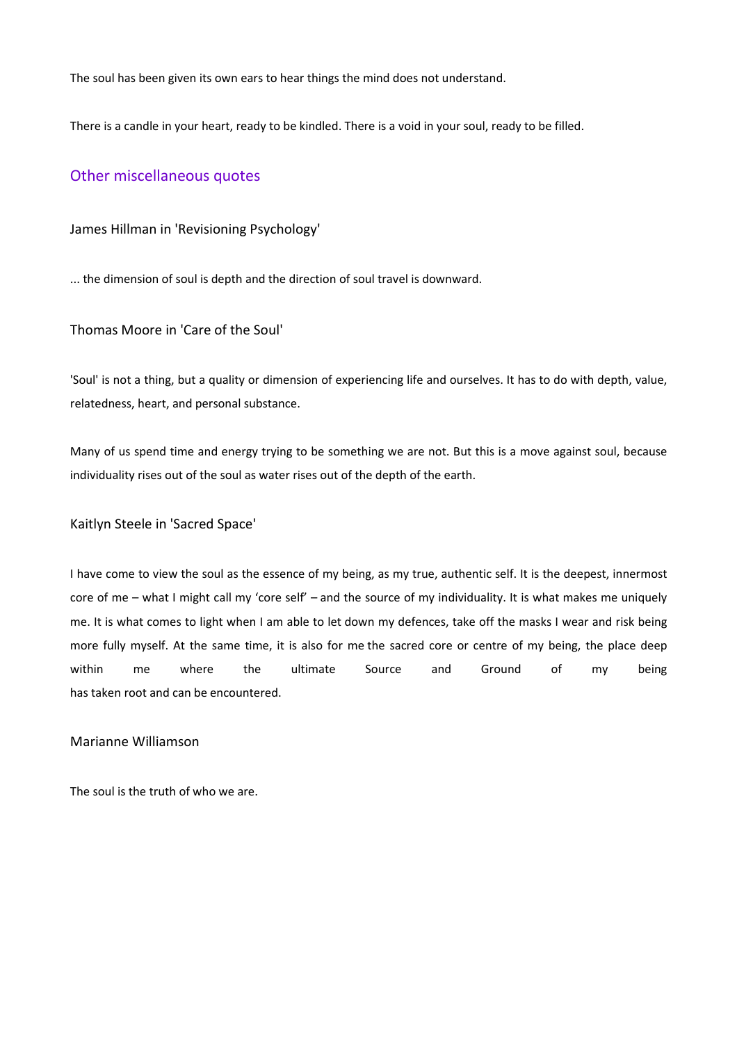The soul has been given its own ears to hear things the mind does not understand.

There is a candle in your heart, ready to be kindled. There is a void in your soul, ready to be filled.

## Other miscellaneous quotes

### James Hillman in 'Revisioning Psychology'

... the dimension of soul is depth and the direction of soul travel is downward.

### Thomas Moore in 'Care of the Soul'

'Soul' is not a thing, but a quality or dimension of experiencing life and ourselves. It has to do with depth, value, relatedness, heart, and personal substance.

Many of us spend time and energy trying to be something we are not. But this is a move against soul, because individuality rises out of the soul as water rises out of the depth of the earth.

### Kaitlyn Steele in 'Sacred Space'

I have come to view the soul as the essence of my being, as my true, authentic self. It is the deepest, innermost core of me – what I might call my 'core self' – and the source of my individuality. It is what makes me uniquely me. It is what comes to light when I am able to let down my defences, take off the masks I wear and risk being more fully myself. At the same time, it is also for me the sacred core or centre of my being, the place deep within me where the ultimate Source and Ground of my being has taken root and can be encountered.

### Marianne Williamson

The soul is the truth of who we are.